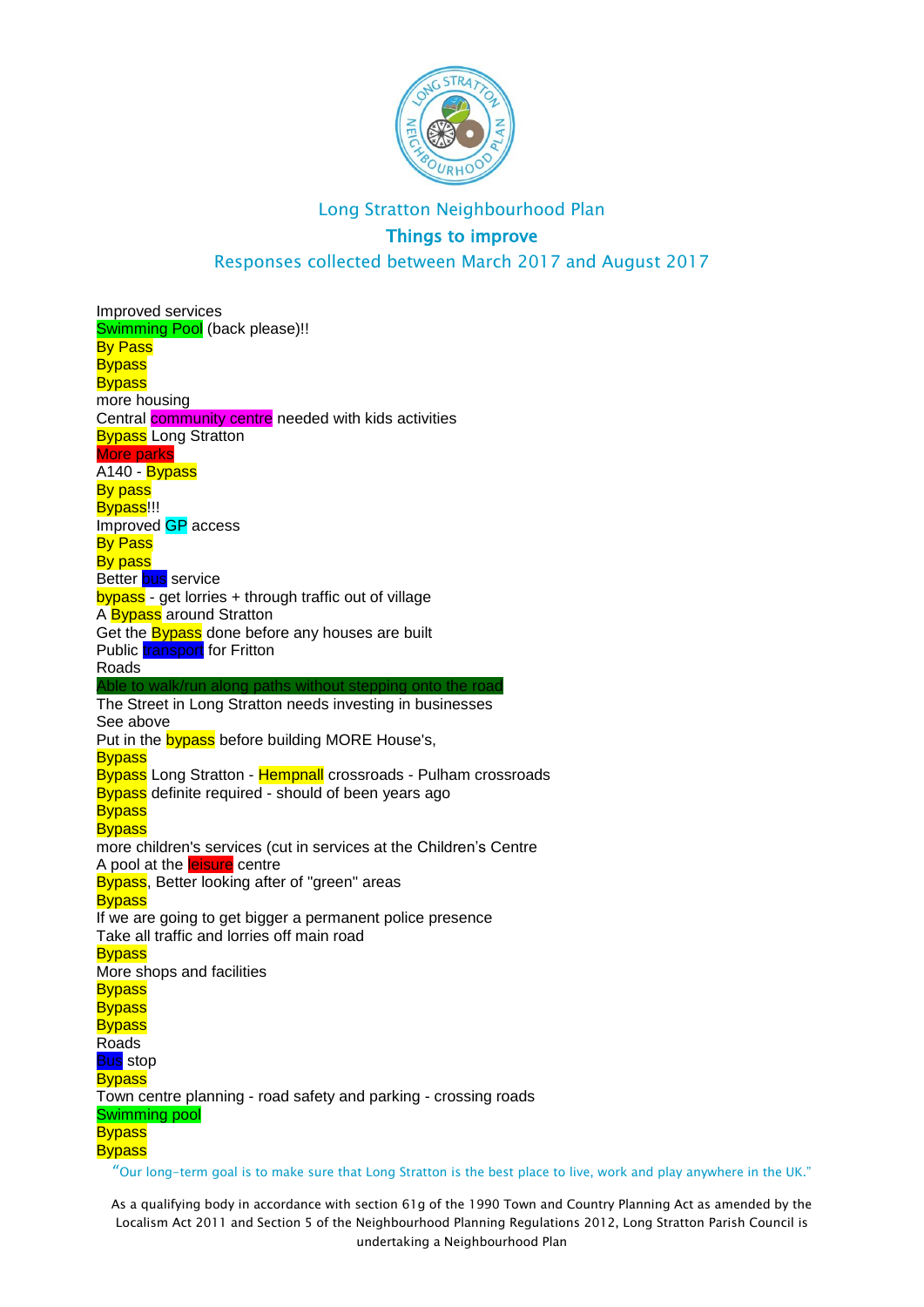## Long Stratton Neighbourhood Plan

## Things to improve

## Responses collected between March 2017 and August 2017

Improved services
Swimming Pool (back please)!!
By Pass
Bypass
Bypass
more housing
Central community centre needed with kids activities
Bypass Long Stratton
More parks
A140 - Bypass
By pass
Bypass!!!
Improved GP access
By Pass
By pass
Better bus service
bypass - get lorries + through traffic out of village
A Bypass around Stratton
Get the Bypass done before any houses are built
Public transport for Fritton
Roads
Able to walk/run along paths without stepping onto the road
The Street in Long Stratton needs investing in businesses
See above
Put in the bypass before building MORE House's,
Bypass
Bypass Long Stratton - Hempnall crossroads - Pulham crossroads
Bypass definite required - should of been years ago
Bypass
Bypass
more children's services (cut in services at the Children's Centre
A pool at the leisure centre
Bypass, Better looking after of "green" areas
Bypass
If we are going to get bigger a permanent police presence
Take all traffic and lorries off main road
Bypass
More shops and facilities
Bypass
Bypass
Bypass
Roads
Bus stop
Bypass
Town centre planning - road safety and parking - crossing roads
Swimming pool
Bypass
Bypass

"Our long-term goal is to make sure that Long Stratton is the best place to live, work and play anywhere in the UK."

As a qualifying body in accordance with section 61g of the 1990 Town and Country Planning Act as amended by the Localism Act 2011 and Section 5 of the Neighbourhood Planning Regulations 2012, Long Stratton Parish Council is undertaking a Neighbourhood Plan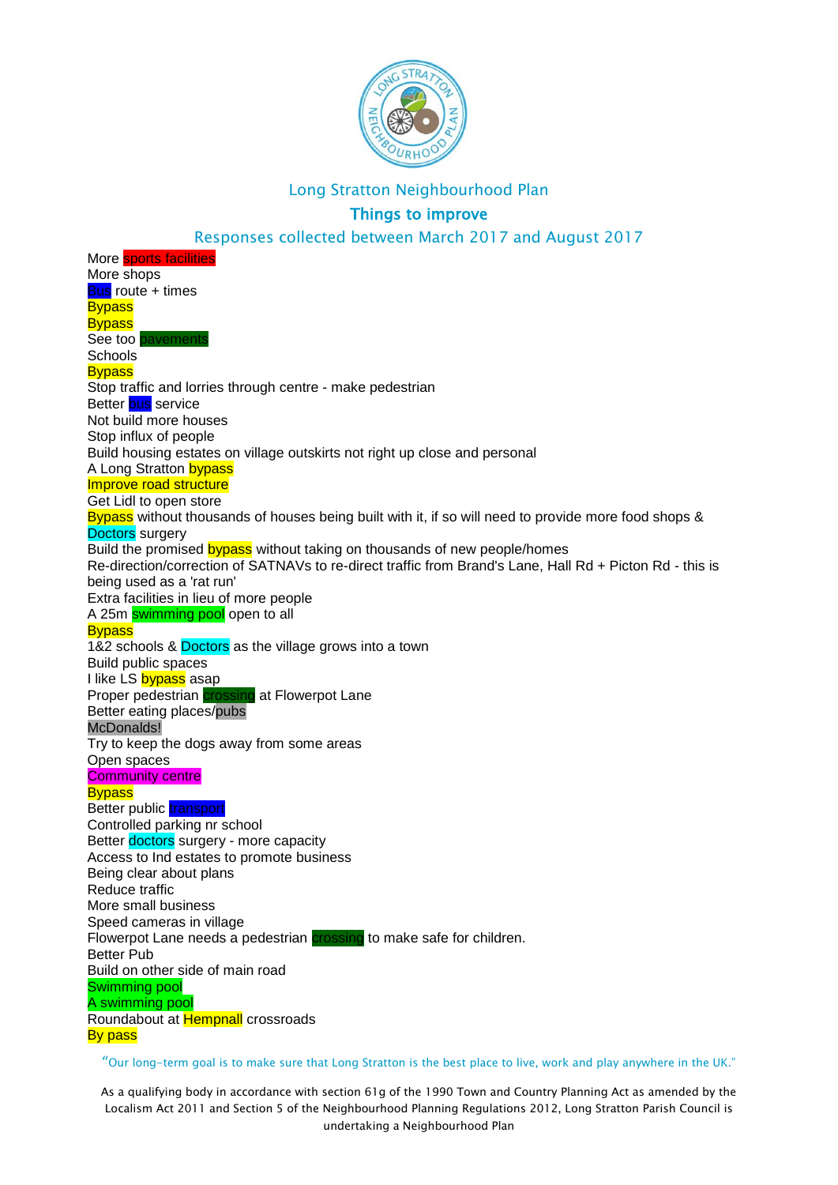Long Stratton Neighbourhood Plan

## Things to improve

Responses collected between March 2017 and August 2017

More sports facilities
More shops
Bus route + times
Bypass
Bypass
See too pavements
Schools
Bypass
Stop traffic and lorries through centre - make pedestrian
Better bus service
Not build more houses
Stop influx of people
Build housing estates on village outskirts not right up close and personal
A Long Stratton bypass
Improve road structure
Get Lidl to open store
Bypass without thousands of houses being built with it, if so will need to provide more food shops & Doctors surgery
Build the promised bypass without taking on thousands of new people/homes
Re-direction/correction of SATNAVs to re-direct traffic from Brand's Lane, Hall Rd + Picton Rd - this is being used as a 'rat run'
Extra facilities in lieu of more people
A 25m swimming pool open to all
Bypass
1&2 schools & Doctors as the village grows into a town
Build public spaces
I like LS bypass asap
Proper pedestrian crossing at Flowerpot Lane
Better eating places/pubs
McDonalds!
Try to keep the dogs away from some areas
Open spaces
Community centre
Bypass
Better public transport
Controlled parking nr school
Better doctors surgery - more capacity
Access to Ind estates to promote business
Being clear about plans
Reduce traffic
More small business
Speed cameras in village
Flowerpot Lane needs a pedestrian crossing to make safe for children.
Better Pub
Build on other side of main road
Swimming pool
A swimming pool
Roundabout at Hempnall crossroads
By pass

"Our long-term goal is to make sure that Long Stratton is the best place to live, work and play anywhere in the UK."

As a qualifying body in accordance with section 61g of the 1990 Town and Country Planning Act as amended by the Localism Act 2011 and Section 5 of the Neighbourhood Planning Regulations 2012, Long Stratton Parish Council is undertaking a Neighbourhood Plan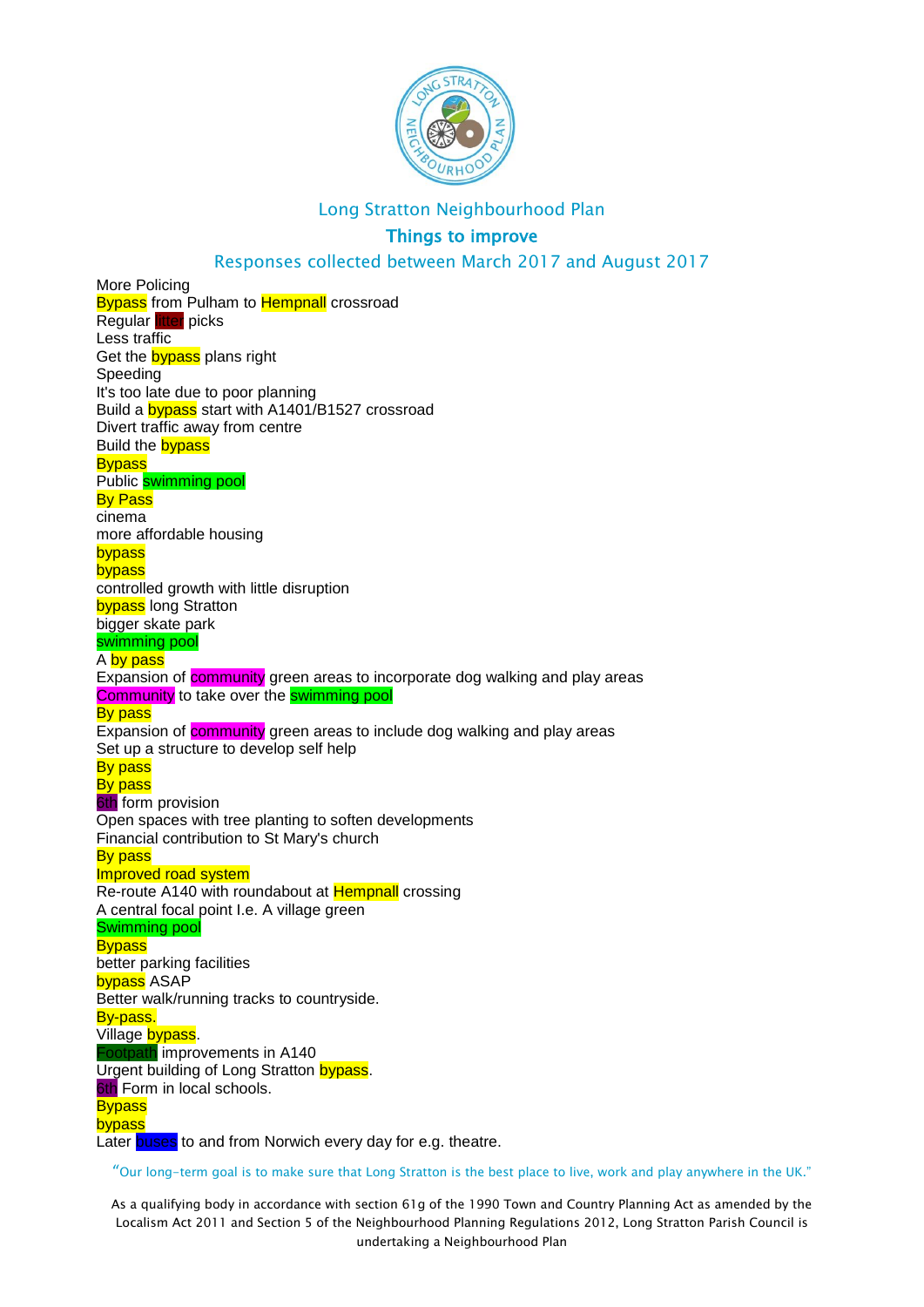Long Stratton Neighbourhood Plan

## Things to improve

Responses collected between March 2017 and August 2017

More Policing
Bypass from Pulham to Hempnall crossroad
Regular litter picks
Less traffic
Get the bypass plans right
Speeding
It's too late due to poor planning
Build a bypass start with A1401/B1527 crossroad
Divert traffic away from centre
Build the bypass
Bypass
Public swimming pool
By Pass
cinema
more affordable housing
bypass
bypass
controlled growth with little disruption
bypass long Stratton
bigger skate park
swimming pool
A by pass
Expansion of community green areas to incorporate dog walking and play areas
Community to take over the swimming pool
By pass
Expansion of community green areas to include dog walking and play areas
Set up a structure to develop self help
By pass
By pass
6th form provision
Open spaces with tree planting to soften developments
Financial contribution to St Mary's church
By pass
Improved road system
Re-route A140 with roundabout at Hempnall crossing
A central focal point I.e. A village green
Swimming pool
Bypass
better parking facilities
bypass ASAP
Better walk/running tracks to countryside.
By-pass.
Village bypass.
Footpath improvements in A140
Urgent building of Long Stratton bypass.
6th Form in local schools.
Bypass
bypass
Later buses to and from Norwich every day for e.g. theatre.

"Our long-term goal is to make sure that Long Stratton is the best place to live, work and play anywhere in the UK."

As a qualifying body in accordance with section 61g of the 1990 Town and Country Planning Act as amended by the Localism Act 2011 and Section 5 of the Neighbourhood Planning Regulations 2012, Long Stratton Parish Council is undertaking a Neighbourhood Plan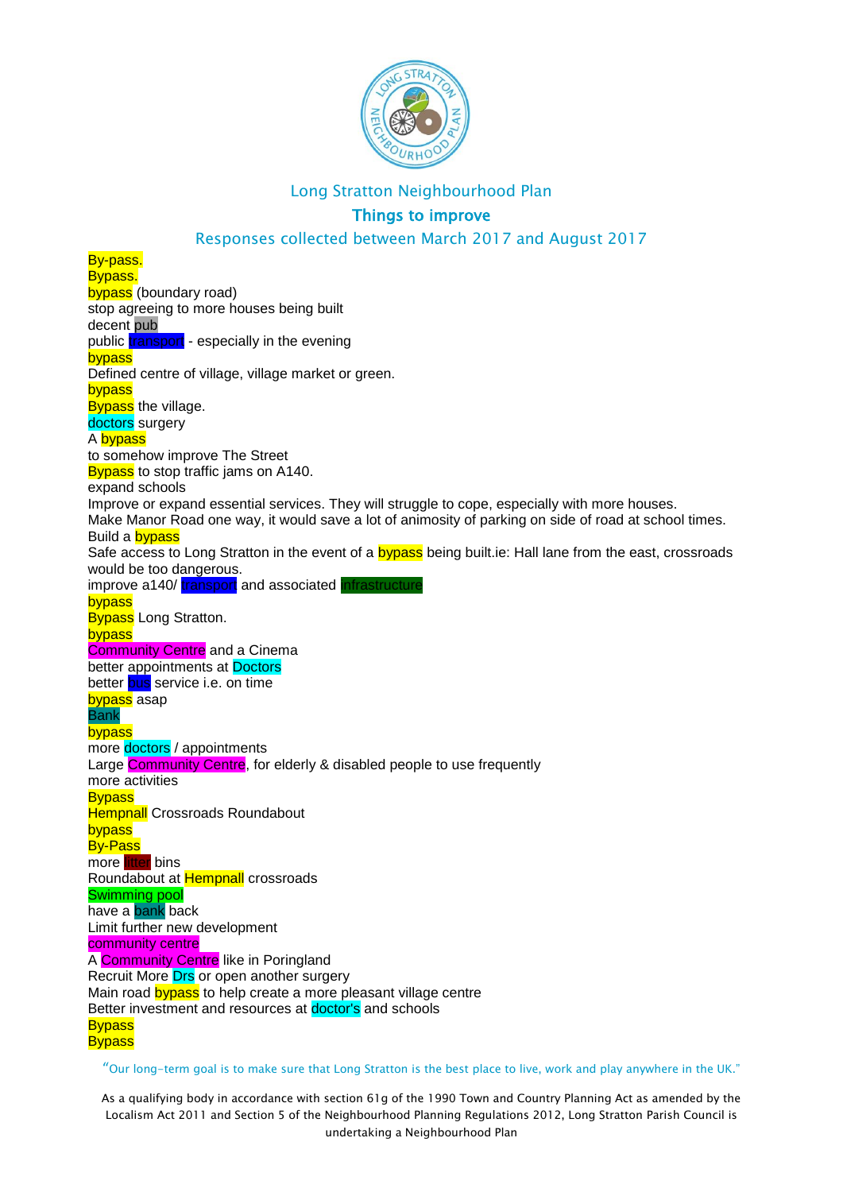Long Stratton Neighbourhood Plan

## Things to improve

Responses collected between March 2017 and August 2017

By-pass.
Bypass.
bypass (boundary road)
stop agreeing to more houses being built
decent pub
public transport - especially in the evening
bypass
Defined centre of village, village market or green.
bypass
Bypass the village.
doctors surgery
A bypass
to somehow improve The Street
Bypass to stop traffic jams on A140.
expand schools
Improve or expand essential services. They will struggle to cope, especially with more houses.
Make Manor Road one way, it would save a lot of animosity of parking on side of road at school times.
Build a bypass
Safe access to Long Stratton in the event of a bypass being built.ie: Hall lane from the east, crossroads would be too dangerous.
improve a140/ transport and associated infrastructure
bypass
Bypass Long Stratton.
bypass
Community Centre and a Cinema
better appointments at Doctors
better bus service i.e. on time
bypass asap
Bank
bypass
more doctors / appointments
Large Community Centre, for elderly & disabled people to use frequently
more activities
Bypass
Hempnall Crossroads Roundabout
bypass
By-Pass
more litter bins
Roundabout at Hempnall crossroads
Swimming pool
have a bank back
Limit further new development
community centre
A Community Centre like in Poringland
Recruit More Drs or open another surgery
Main road bypass to help create a more pleasant village centre
Better investment and resources at doctor's and schools
Bypass
Bypass

"Our long-term goal is to make sure that Long Stratton is the best place to live, work and play anywhere in the UK."

As a qualifying body in accordance with section 61g of the 1990 Town and Country Planning Act as amended by the Localism Act 2011 and Section 5 of the Neighbourhood Planning Regulations 2012, Long Stratton Parish Council is undertaking a Neighbourhood Plan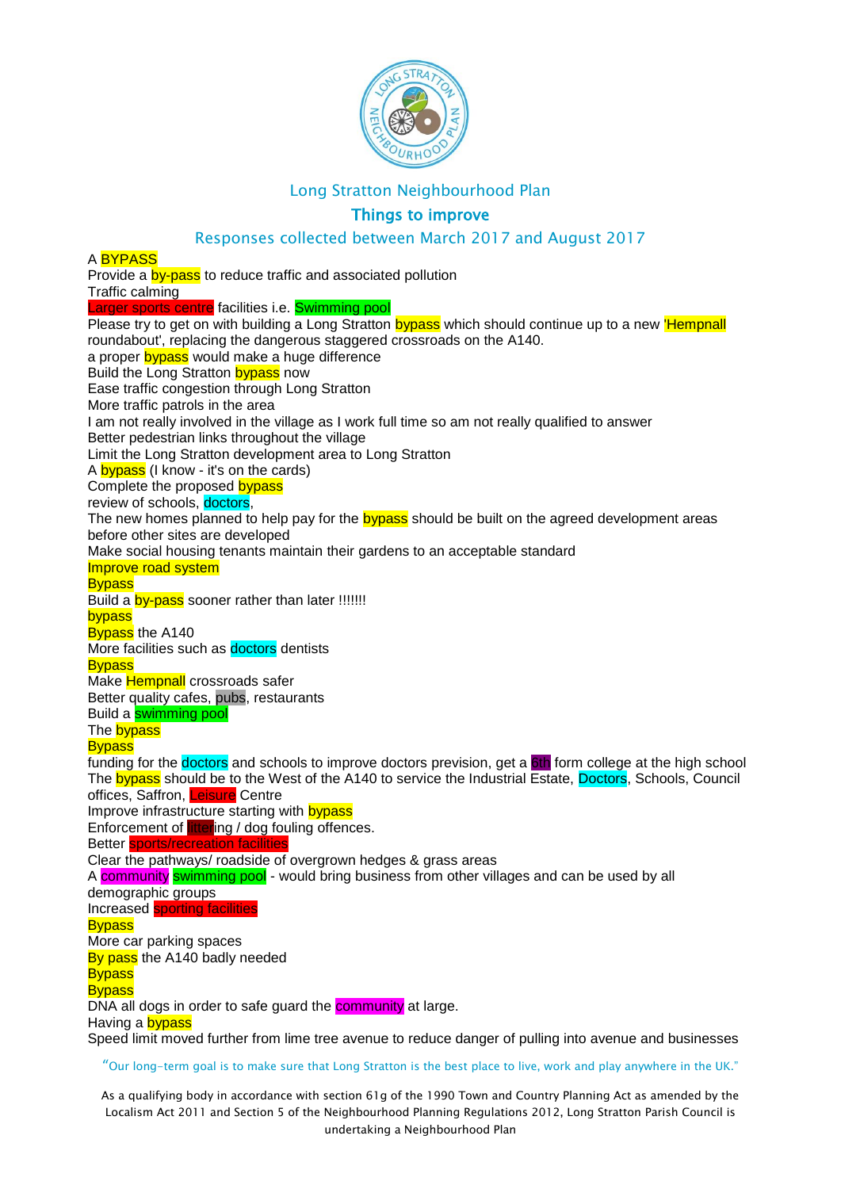Long Stratton Neighbourhood Plan

## Things to improve

Responses collected between March 2017 and August 2017

A BYPASS
Provide a by-pass to reduce traffic and associated pollution
Traffic calming
Larger sports centre facilities i.e. Swimming pool
Please try to get on with building a Long Stratton bypass which should continue up to a new 'Hempnall roundabout', replacing the dangerous staggered crossroads on the A140.
a proper bypass would make a huge difference
Build the Long Stratton bypass now
Ease traffic congestion through Long Stratton
More traffic patrols in the area
I am not really involved in the village as I work full time so am not really qualified to answer
Better pedestrian links throughout the village
Limit the Long Stratton development area to Long Stratton
A bypass (I know - it's on the cards)
Complete the proposed bypass
review of schools, doctors,
The new homes planned to help pay for the bypass should be built on the agreed development areas before other sites are developed
Make social housing tenants maintain their gardens to an acceptable standard
Improve road system
Bypass
Build a by-pass sooner rather than later !!!!!!!
bypass
Bypass the A140
More facilities such as doctors dentists
Bypass
Make Hempnall crossroads safer
Better quality cafes, pubs, restaurants
Build a swimming pool
The bypass
Bypass
funding for the doctors and schools to improve doctors prevision, get a 6th form college at the high school
The bypass should be to the West of the A140 to service the Industrial Estate, Doctors, Schools, Council offices, Saffron, Leisure Centre
Improve infrastructure starting with bypass
Enforcement of littering / dog fouling offences.
Better sports/recreation facilities
Clear the pathways/ roadside of overgrown hedges & grass areas
A community swimming pool - would bring business from other villages and can be used by all demographic groups
Increased sporting facilities
Bypass
More car parking spaces
By pass the A140 badly needed
Bypass
Bypass
DNA all dogs in order to safe guard the community at large.
Having a bypass
Speed limit moved further from lime tree avenue to reduce danger of pulling into avenue and businesses

"Our long-term goal is to make sure that Long Stratton is the best place to live, work and play anywhere in the UK."

As a qualifying body in accordance with section 61g of the 1990 Town and Country Planning Act as amended by the Localism Act 2011 and Section 5 of the Neighbourhood Planning Regulations 2012, Long Stratton Parish Council is undertaking a Neighbourhood Plan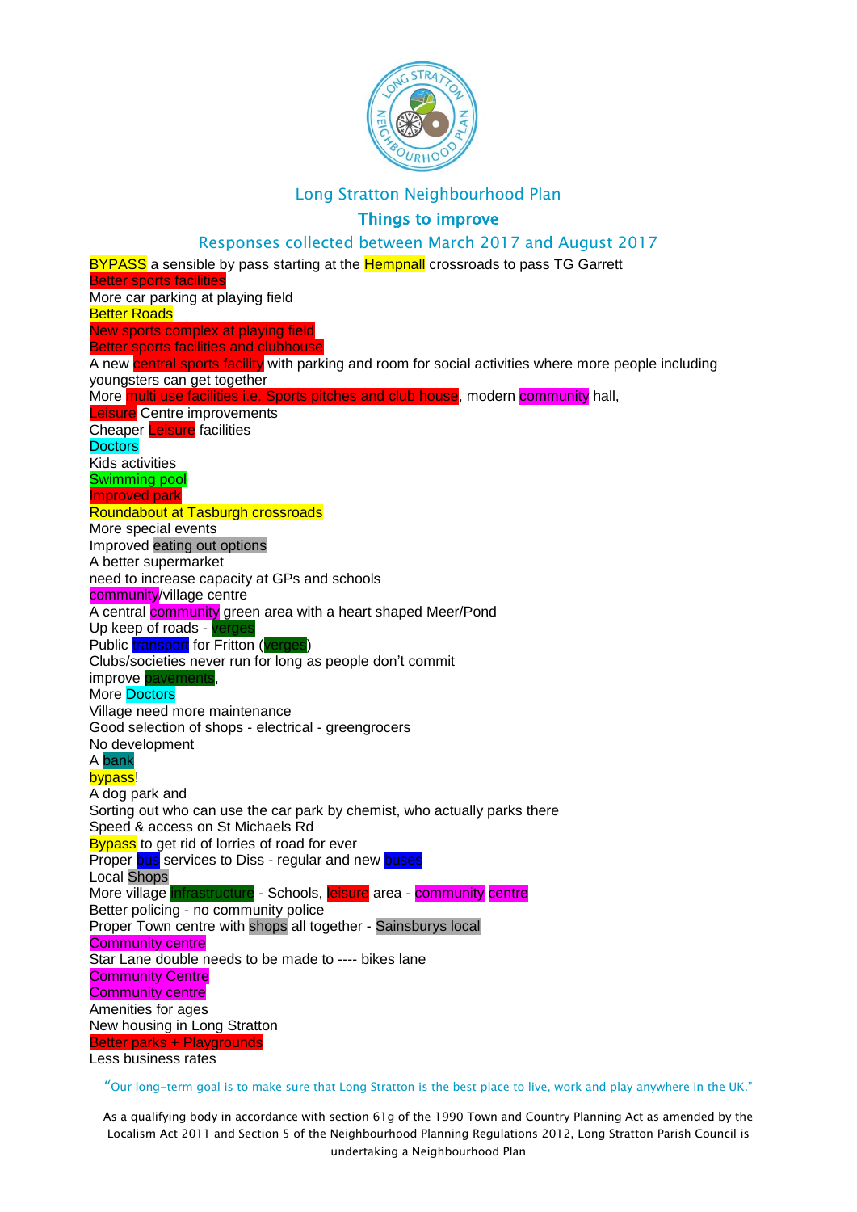Long Stratton Neighbourhood Plan

## Things to improve

Responses collected between March 2017 and August 2017

BYPASS a sensible by pass starting at the Hempnall crossroads to pass TG Garrett
Better sports facilities
More car parking at playing field
Better Roads
New sports complex at playing field
Better sports facilities and clubhouse
A new central sports facility with parking and room for social activities where more people including youngsters can get together
More multi use facilities i.e. Sports pitches and club house, modern community hall,
Leisure Centre improvements
Cheaper Leisure facilities
Doctors
Kids activities
Swimming pool
Improved park
Roundabout at Tasburgh crossroads
More special events
Improved eating out options
A better supermarket
need to increase capacity at GPs and schools
community/village centre
A central community green area with a heart shaped Meer/Pond
Up keep of roads - verges
Public transport for Fritton (verges)
Clubs/societies never run for long as people don't commit
improve pavements,
More Doctors
Village need more maintenance
Good selection of shops - electrical - greengrocers
No development
A bank
bypass!
A dog park and
Sorting out who can use the car park by chemist, who actually parks there
Speed & access on St Michaels Rd
Bypass to get rid of lorries of road for ever
Proper bus services to Diss - regular and new buses
Local Shops
More village infrastructure - Schools, leisure area - community centre
Better policing - no community police
Proper Town centre with shops all together - Sainsburys local
Community centre
Star Lane double needs to be made to ---- bikes lane
Community Centre
Community centre
Amenities for ages
New housing in Long Stratton
Better parks + Playgrounds
Less business rates

"Our long-term goal is to make sure that Long Stratton is the best place to live, work and play anywhere in the UK."

As a qualifying body in accordance with section 61g of the 1990 Town and Country Planning Act as amended by the Localism Act 2011 and Section 5 of the Neighbourhood Planning Regulations 2012, Long Stratton Parish Council is undertaking a Neighbourhood Plan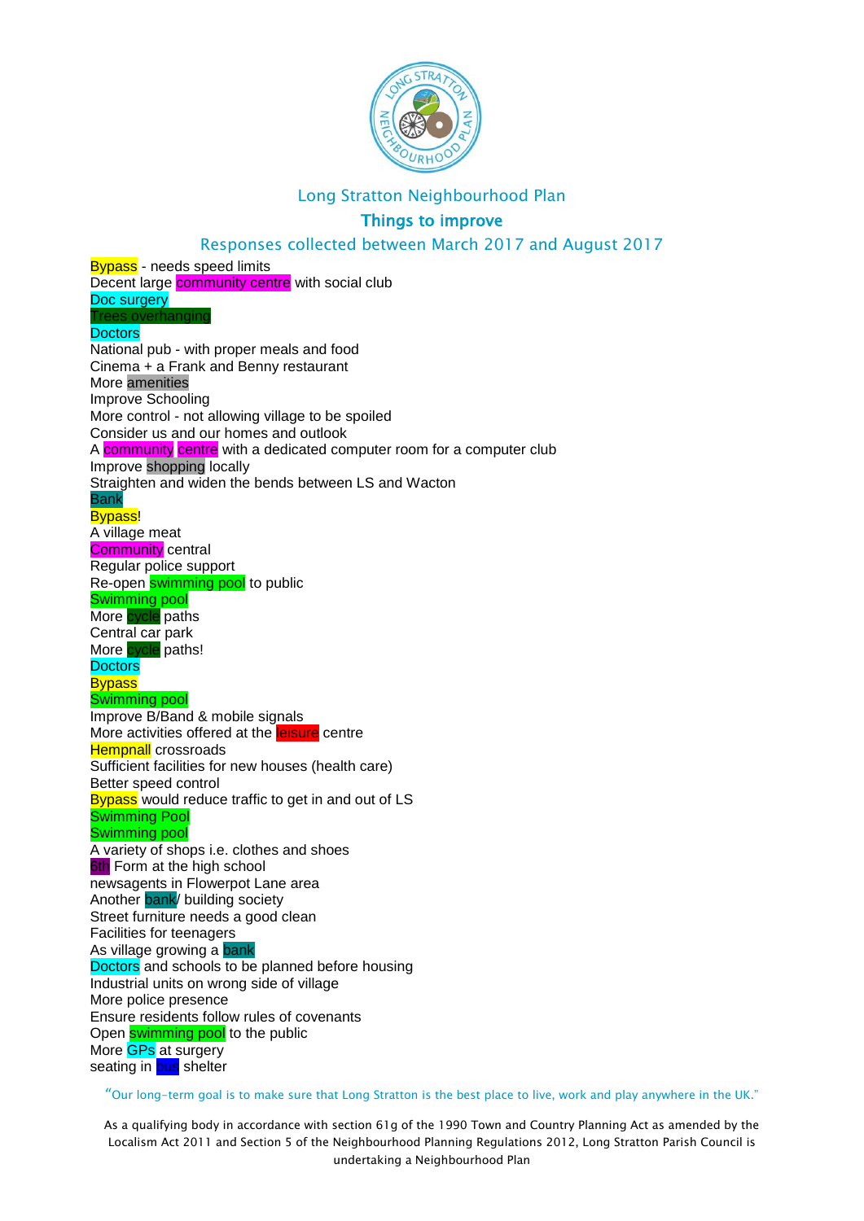Long Stratton Neighbourhood Plan

## Things to improve

Responses collected between March 2017 and August 2017

Bypass - needs speed limits
Decent large community centre with social club
Doc surgery
Trees overhanging
Doctors
National pub - with proper meals and food
Cinema + a Frank and Benny restaurant
More amenities
Improve Schooling
More control - not allowing village to be spoiled
Consider us and our homes and outlook
A community centre with a dedicated computer room for a computer club
Improve shopping locally
Straighten and widen the bends between LS and Wacton
Bank
Bypass!
A village meat
Community central
Regular police support
Re-open swimming pool to public
Swimming pool
More cycle paths
Central car park
More cycle paths!
Doctors
Bypass
Swimming pool
Improve B/Band & mobile signals
More activities offered at the leisure centre
Hempnall crossroads
Sufficient facilities for new houses (health care)
Better speed control
Bypass would reduce traffic to get in and out of LS
Swimming Pool
Swimming pool
A variety of shops i.e. clothes and shoes
6th Form at the high school
newsagents in Flowerpot Lane area
Another bank/ building society
Street furniture needs a good clean
Facilities for teenagers
As village growing a bank
Doctors and schools to be planned before housing
Industrial units on wrong side of village
More police presence
Ensure residents follow rules of covenants
Open swimming pool to the public
More GPs at surgery
seating in bus shelter

"Our long-term goal is to make sure that Long Stratton is the best place to live, work and play anywhere in the UK."

As a qualifying body in accordance with section 61g of the 1990 Town and Country Planning Act as amended by the Localism Act 2011 and Section 5 of the Neighbourhood Planning Regulations 2012, Long Stratton Parish Council is undertaking a Neighbourhood Plan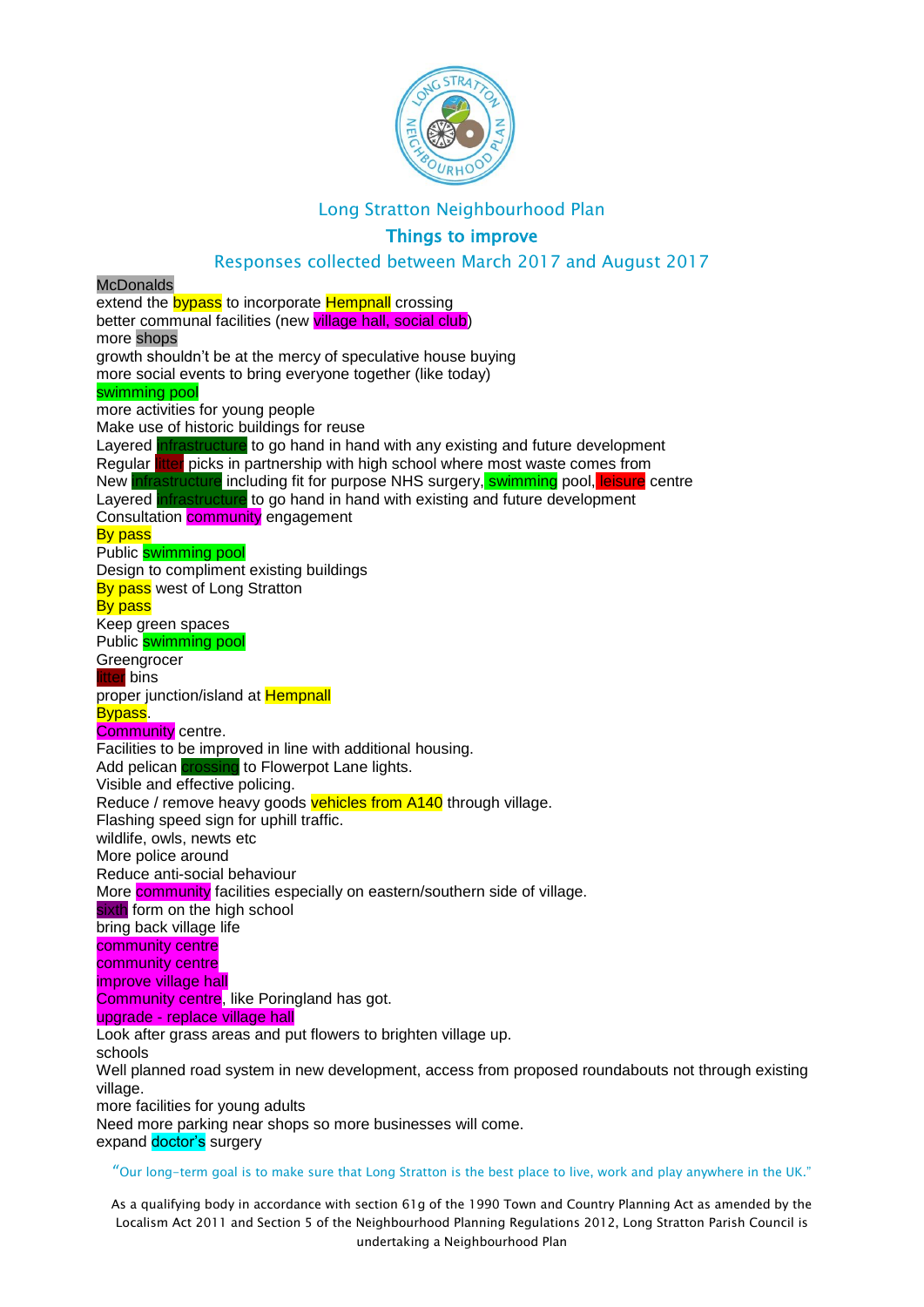# Long Stratton Neighbourhood Plan

## Things to improve

### Responses collected between March 2017 and August 2017

McDonalds
extend the bypass to incorporate Hempnall crossing
better communal facilities (new village hall, social club)
more shops
growth shouldn't be at the mercy of speculative house buying
more social events to bring everyone together (like today)
swimming pool
more activities for young people
Make use of historic buildings for reuse
Layered infrastructure to go hand in hand with any existing and future development
Regular litter picks in partnership with high school where most waste comes from
New infrastructure including fit for purpose NHS surgery, swimming pool, leisure centre
Layered infrastructure to go hand in hand with existing and future development
Consultation community engagement
By pass
Public swimming pool
Design to compliment existing buildings
By pass west of Long Stratton
By pass
Keep green spaces
Public swimming pool
Greengrocer
litter bins
proper junction/island at Hempnall
Bypass.
Community centre.
Facilities to be improved in line with additional housing.
Add pelican crossing to Flowerpot Lane lights.
Visible and effective policing.
Reduce / remove heavy goods vehicles from A140 through village.
Flashing speed sign for uphill traffic.
wildlife, owls, newts etc
More police around
Reduce anti-social behaviour
More community facilities especially on eastern/southern side of village.
sixth form on the high school
bring back village life
community centre
community centre
improve village hall
Community centre, like Poringland has got.
upgrade - replace village hall
Look after grass areas and put flowers to brighten village up.
schools
Well planned road system in new development, access from proposed roundabouts not through existing village.
more facilities for young adults
Need more parking near shops so more businesses will come.
expand doctor's surgery

"Our long-term goal is to make sure that Long Stratton is the best place to live, work and play anywhere in the UK."

As a qualifying body in accordance with section 61g of the 1990 Town and Country Planning Act as amended by the Localism Act 2011 and Section 5 of the Neighbourhood Planning Regulations 2012, Long Stratton Parish Council is undertaking a Neighbourhood Plan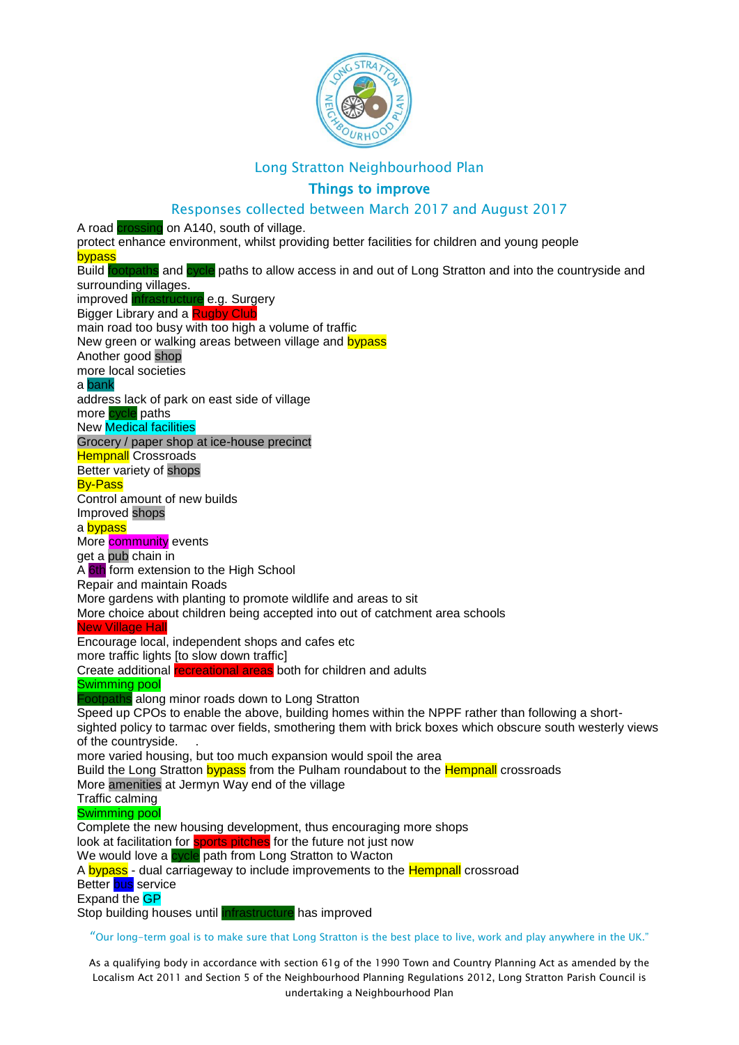Long Stratton Neighbourhood Plan

## Things to improve

Responses collected between March 2017 and August 2017

A road crossing on A140, south of village.
protect enhance environment, whilst providing better facilities for children and young people
bypass
Build footpaths and cycle paths to allow access in and out of Long Stratton and into the countryside and surrounding villages.
improved infrastructure e.g. Surgery
Bigger Library and a Rugby Club
main road too busy with too high a volume of traffic
New green or walking areas between village and bypass
Another good shop
more local societies
a bank
address lack of park on east side of village
more cycle paths
New Medical facilities
Grocery / paper shop at ice-house precinct
Hempnall Crossroads
Better variety of shops
By-Pass
Control amount of new builds
Improved shops
a bypass
More community events
get a pub chain in
A 6th form extension to the High School
Repair and maintain Roads
More gardens with planting to promote wildlife and areas to sit
More choice about children being accepted into out of catchment area schools
New Village Hall
Encourage local, independent shops and cafes etc
more traffic lights [to slow down traffic]
Create additional recreational areas both for children and adults
Swimming pool
Footpaths along minor roads down to Long Stratton
Speed up CPOs to enable the above, building homes within the NPPF rather than following a short-sighted policy to tarmac over fields, smothering them with brick boxes which obscure south westerly views of the countryside.
more varied housing, but too much expansion would spoil the area
Build the Long Stratton bypass from the Pulham roundabout to the Hempnall crossroads
More amenities at Jermyn Way end of the village
Traffic calming
Swimming pool
Complete the new housing development, thus encouraging more shops
look at facilitation for sports pitches for the future not just now
We would love a cycle path from Long Stratton to Wacton
A bypass - dual carriageway to include improvements to the Hempnall crossroad
Better bus service
Expand the GP
Stop building houses until infrastructure has improved

"Our long-term goal is to make sure that Long Stratton is the best place to live, work and play anywhere in the UK."

As a qualifying body in accordance with section 61g of the 1990 Town and Country Planning Act as amended by the Localism Act 2011 and Section 5 of the Neighbourhood Planning Regulations 2012, Long Stratton Parish Council is undertaking a Neighbourhood Plan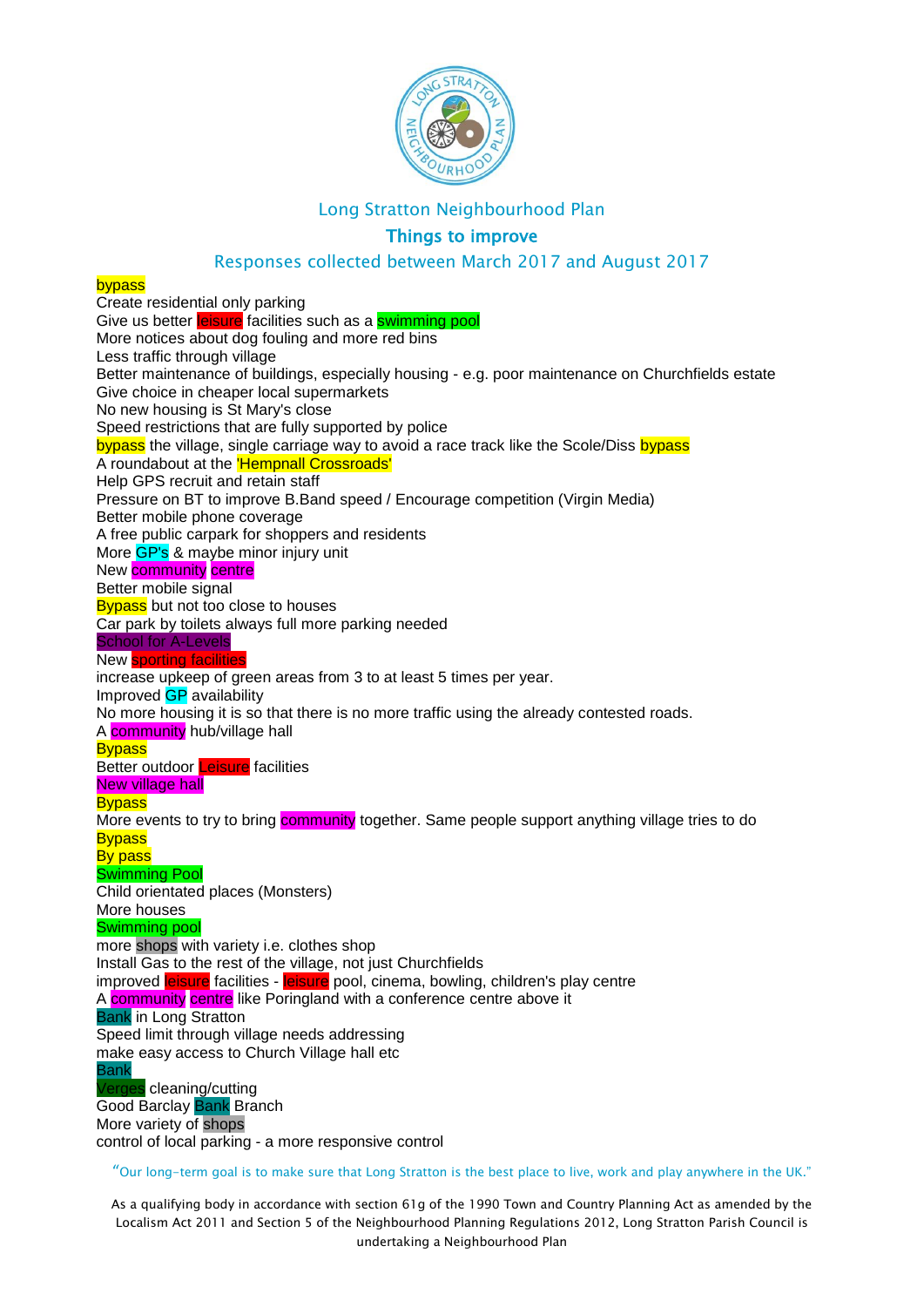Long Stratton Neighbourhood Plan

## Things to improve

Responses collected between March 2017 and August 2017

bypass
Create residential only parking
Give us better leisure facilities such as a swimming pool
More notices about dog fouling and more red bins
Less traffic through village
Better maintenance of buildings, especially housing - e.g. poor maintenance on Churchfields estate
Give choice in cheaper local supermarkets
No new housing is St Mary's close
Speed restrictions that are fully supported by police
bypass the village, single carriage way to avoid a race track like the Scole/Diss bypass
A roundabout at the 'Hempnall Crossroads'
Help GPS recruit and retain staff
Pressure on BT to improve B.Band speed / Encourage competition (Virgin Media)
Better mobile phone coverage
A free public carpark for shoppers and residents
More GP's & maybe minor injury unit
New community centre
Better mobile signal
Bypass but not too close to houses
Car park by toilets always full more parking needed
School for A-Levels
New sporting facilities
increase upkeep of green areas from 3 to at least 5 times per year.
Improved GP availability
No more housing it is so that there is no more traffic using the already contested roads.
A community hub/village hall
Bypass
Better outdoor Leisure facilities
New village hall
Bypass
More events to try to bring community together. Same people support anything village tries to do
Bypass
By pass
Swimming Pool
Child orientated places (Monsters)
More houses
Swimming pool
more shops with variety i.e. clothes shop
Install Gas to the rest of the village, not just Churchfields
improved leisure facilities - leisure pool, cinema, bowling, children's play centre
A community centre like Poringland with a conference centre above it
Bank in Long Stratton
Speed limit through village needs addressing
make easy access to Church Village hall etc
Bank
Verges cleaning/cutting
Good Barclay Bank Branch
More variety of shops
control of local parking - a more responsive control

"Our long-term goal is to make sure that Long Stratton is the best place to live, work and play anywhere in the UK."

As a qualifying body in accordance with section 61g of the 1990 Town and Country Planning Act as amended by the Localism Act 2011 and Section 5 of the Neighbourhood Planning Regulations 2012, Long Stratton Parish Council is undertaking a Neighbourhood Plan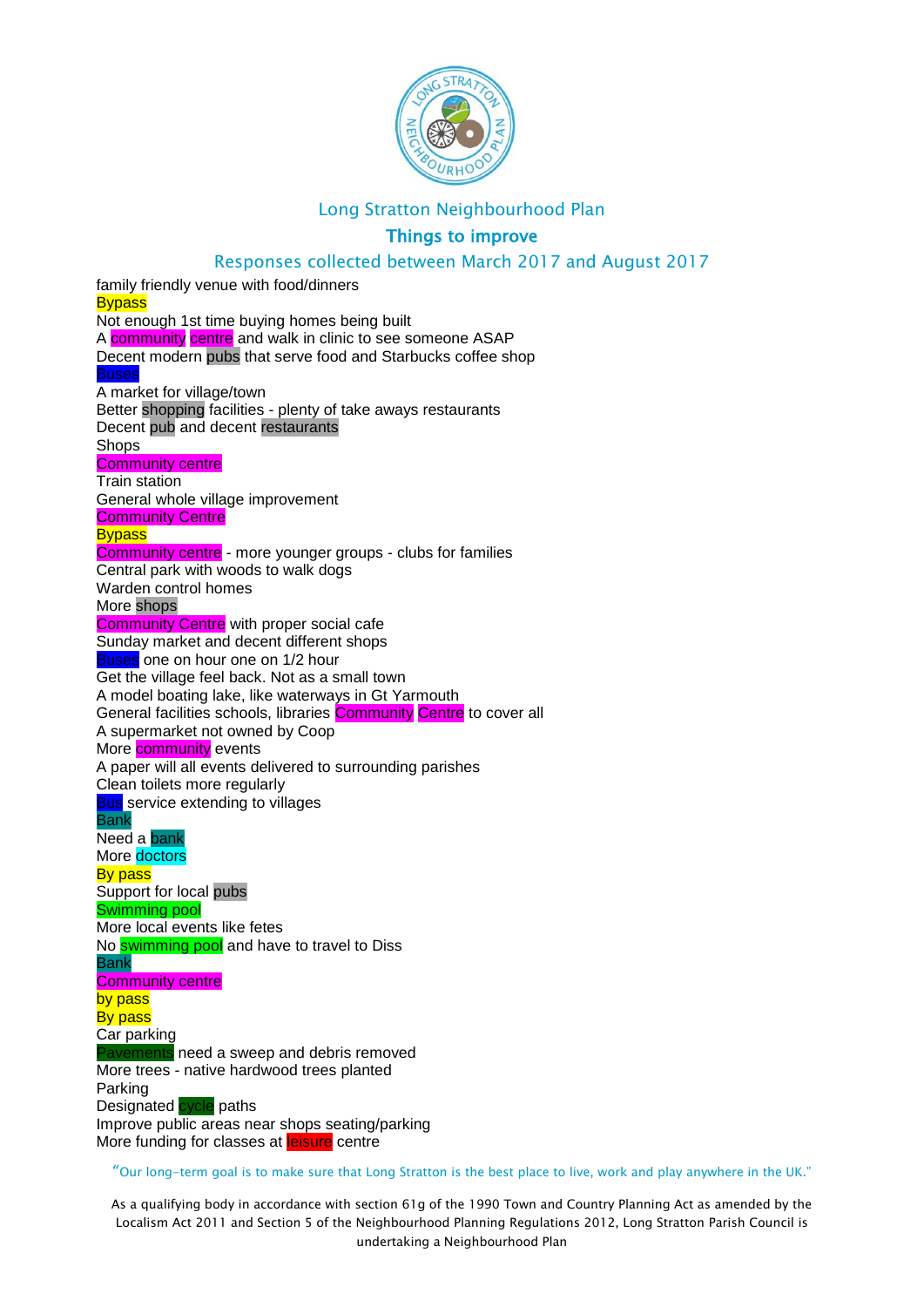Long Stratton Neighbourhood Plan

## Things to improve

Responses collected between March 2017 and August 2017

family friendly venue with food/dinners
Bypass
Not enough 1st time buying homes being built
A community centre and walk in clinic to see someone ASAP
Decent modern pubs that serve food and Starbucks coffee shop
Buses
A market for village/town
Better shopping facilities - plenty of take aways restaurants
Decent pub and decent restaurants
Shops
Community centre
Train station
General whole village improvement
Community Centre
Bypass
Community centre - more younger groups - clubs for families
Central park with woods to walk dogs
Warden control homes
More shops
Community Centre with proper social cafe
Sunday market and decent different shops
Buses one on hour one on 1/2 hour
Get the village feel back. Not as a small town
A model boating lake, like waterways in Gt Yarmouth
General facilities schools, libraries Community Centre to cover all
A supermarket not owned by Coop
More community events
A paper will all events delivered to surrounding parishes
Clean toilets more regularly
Bus service extending to villages
Bank
Need a bank
More doctors
By pass
Support for local pubs
Swimming pool
More local events like fetes
No swimming pool and have to travel to Diss
Bank
Community centre
by pass
By pass
Car parking
Pavements need a sweep and debris removed
More trees - native hardwood trees planted
Parking
Designated cycle paths
Improve public areas near shops seating/parking
More funding for classes at leisure centre

"Our long-term goal is to make sure that Long Stratton is the best place to live, work and play anywhere in the UK."

As a qualifying body in accordance with section 61g of the 1990 Town and Country Planning Act as amended by the Localism Act 2011 and Section 5 of the Neighbourhood Planning Regulations 2012, Long Stratton Parish Council is undertaking a Neighbourhood Plan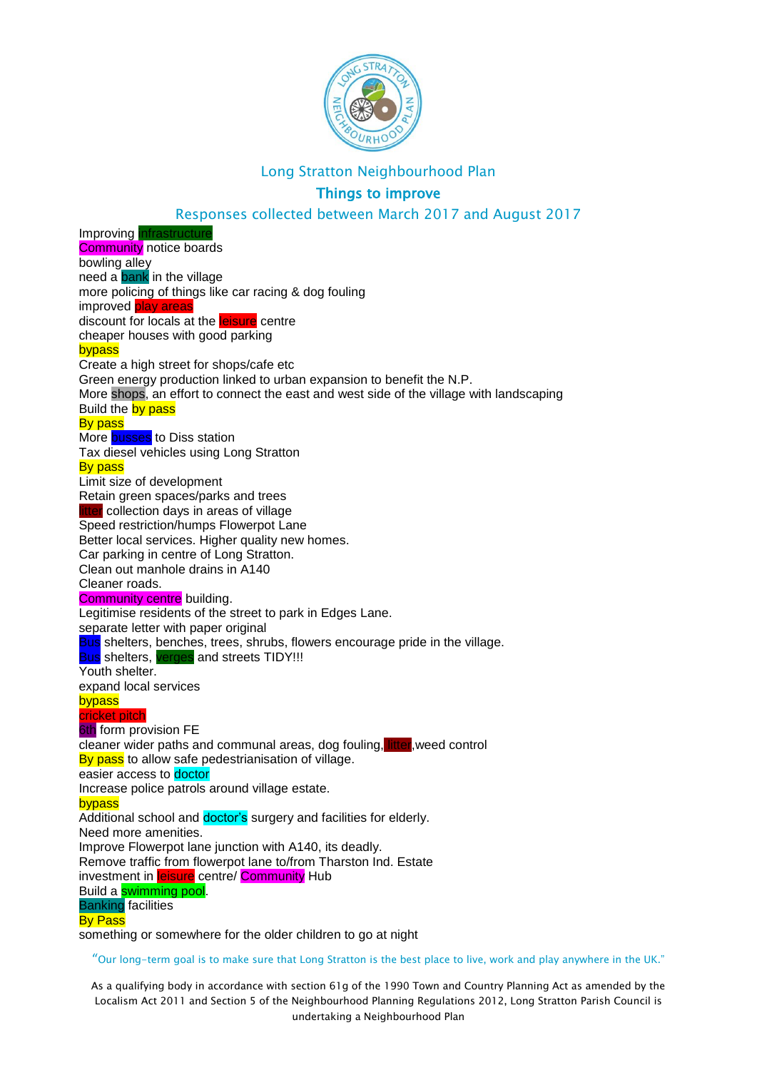Long Stratton Neighbourhood Plan

## Things to improve

Responses collected between March 2017 and August 2017

Improving infrastructure  
Community notice boards  
bowling alley  
need a bank in the village  
more policing of things like car racing & dog fouling  
improved play areas  
discount for locals at the leisure centre  
cheaper houses with good parking  
bypass  
Create a high street for shops/cafe etc  
Green energy production linked to urban expansion to benefit the N.P.  
More shops, an effort to connect the east and west side of the village with landscaping  
Build the by pass  
By pass  
More busses to Diss station  
Tax diesel vehicles using Long Stratton  
By pass  
Limit size of development  
Retain green spaces/parks and trees  
litter collection days in areas of village  
Speed restriction/humps Flowerpot Lane  
Better local services. Higher quality new homes.  
Car parking in centre of Long Stratton.  
Clean out manhole drains in A140  
Cleaner roads.  
Community centre building.  
Legitimise residents of the street to park in Edges Lane.  
separate letter with paper original  
Bus shelters, benches, trees, shrubs, flowers encourage pride in the village.  
Bus shelters, verges and streets TIDY!!!  
Youth shelter.  
expand local services  
bypass  
cricket pitch  
6th form provision FE  
cleaner wider paths and communal areas, dog fouling, litter,weed control  
By pass to allow safe pedestrianisation of village.  
easier access to doctor  
Increase police patrols around village estate.  
bypass  
Additional school and doctor's surgery and facilities for elderly.  
Need more amenities.  
Improve Flowerpot lane junction with A140, its deadly.  
Remove traffic from flowerpot lane to/from Tharston Ind. Estate  
investment in leisure centre/ Community Hub  
Build a swimming pool.  
Banking facilities  
By Pass  
something or somewhere for the older children to go at night

"Our long-term goal is to make sure that Long Stratton is the best place to live, work and play anywhere in the UK."

As a qualifying body in accordance with section 61g of the 1990 Town and Country Planning Act as amended by the Localism Act 2011 and Section 5 of the Neighbourhood Planning Regulations 2012, Long Stratton Parish Council is undertaking a Neighbourhood Plan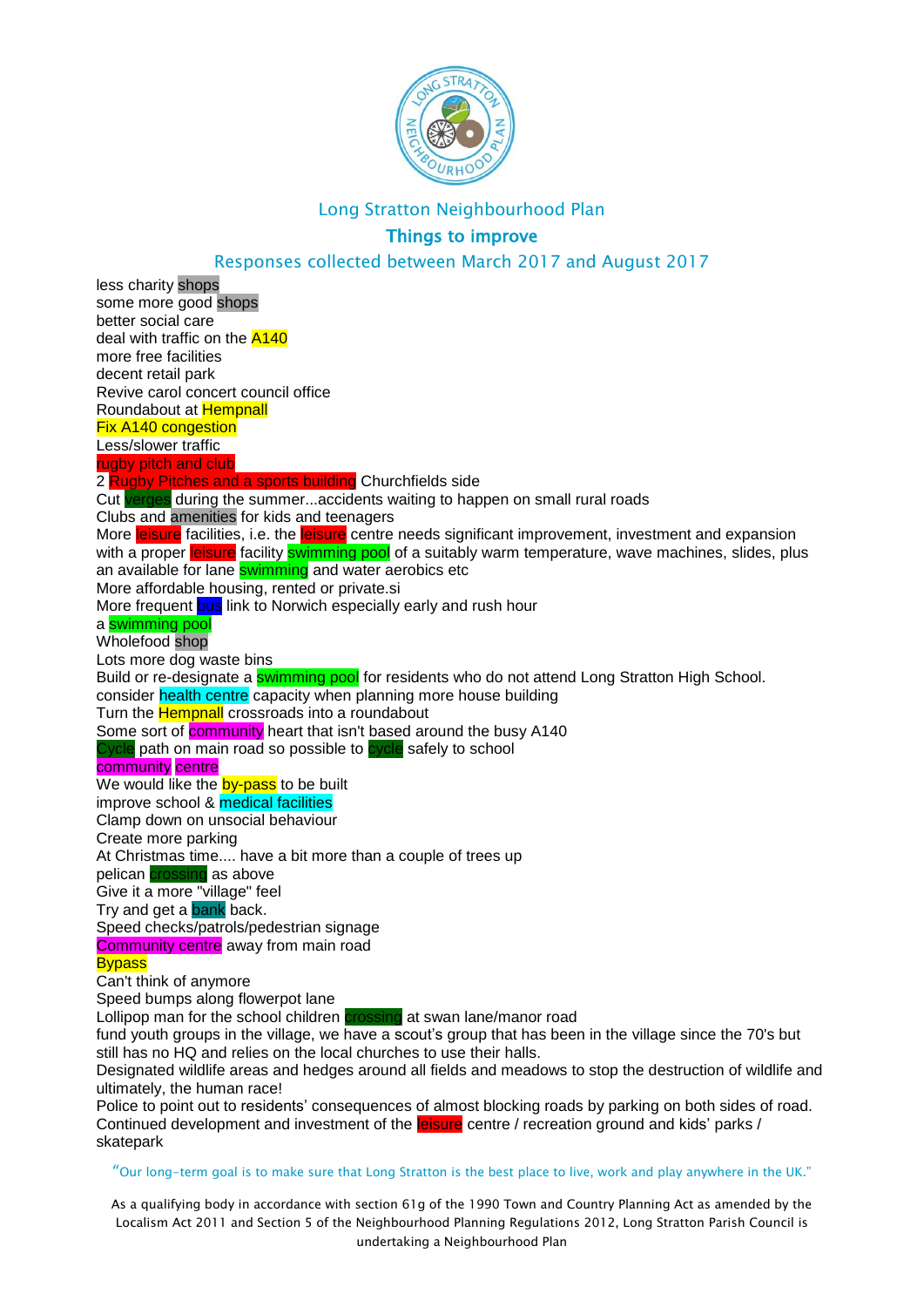Long Stratton Neighbourhood Plan

## Things to improve

Responses collected between March 2017 and August 2017

less charity shops
some more good shops
better social care
deal with traffic on the A140
more free facilities
decent retail park
Revive carol concert council office
Roundabout at Hempnall
Fix A140 congestion
Less/slower traffic
rugby pitch and club
2 Rugby Pitches and a sports building Churchfields side
Cut verges during the summer...accidents waiting to happen on small rural roads
Clubs and amenities for kids and teenagers
More leisure facilities, i.e. the leisure centre needs significant improvement, investment and expansion with a proper leisure facility swimming pool of a suitably warm temperature, wave machines, slides, plus an available for lane swimming and water aerobics etc
More affordable housing, rented or private.si
More frequent bus link to Norwich especially early and rush hour
a swimming pool
Wholefood shop
Lots more dog waste bins
Build or re-designate a swimming pool for residents who do not attend Long Stratton High School.
consider health centre capacity when planning more house building
Turn the Hempnall crossroads into a roundabout
Some sort of community heart that isn't based around the busy A140
Cycle path on main road so possible to cycle safely to school
community centre
We would like the by-pass to be built
improve school & medical facilities
Clamp down on unsocial behaviour
Create more parking
At Christmas time.... have a bit more than a couple of trees up
pelican crossing as above
Give it a more "village" feel
Try and get a bank back.
Speed checks/patrols/pedestrian signage
Community centre away from main road
Bypass
Can't think of anymore
Speed bumps along flowerpot lane
Lollipop man for the school children crossing at swan lane/manor road
fund youth groups in the village, we have a scout's group that has been in the village since the 70's but still has no HQ and relies on the local churches to use their halls.
Designated wildlife areas and hedges around all fields and meadows to stop the destruction of wildlife and ultimately, the human race!
Police to point out to residents' consequences of almost blocking roads by parking on both sides of road.
Continued development and investment of the leisure centre / recreation ground and kids' parks / skatepark

"Our long-term goal is to make sure that Long Stratton is the best place to live, work and play anywhere in the UK."

As a qualifying body in accordance with section 61g of the 1990 Town and Country Planning Act as amended by the Localism Act 2011 and Section 5 of the Neighbourhood Planning Regulations 2012, Long Stratton Parish Council is undertaking a Neighbourhood Plan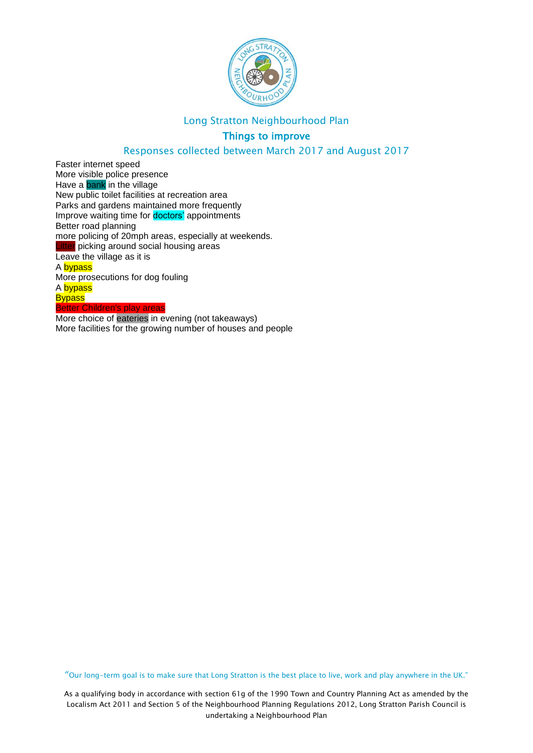Long Stratton Neighbourhood Plan

## Things to improve

Responses collected between March 2017 and August 2017

Faster internet speed
More visible police presence
Have a bank in the village
New public toilet facilities at recreation area
Parks and gardens maintained more frequently
Improve waiting time for doctors' appointments
Better road planning
more policing of 20mph areas, especially at weekends.
Litter picking around social housing areas
Leave the village as it is
A bypass
More prosecutions for dog fouling
A bypass
Bypass
Better Children's play areas
More choice of eateries in evening (not takeaways)
More facilities for the growing number of houses and people

"Our long-term goal is to make sure that Long Stratton is the best place to live, work and play anywhere in the UK."

As a qualifying body in accordance with section 61g of the 1990 Town and Country Planning Act as amended by the Localism Act 2011 and Section 5 of the Neighbourhood Planning Regulations 2012, Long Stratton Parish Council is undertaking a Neighbourhood Plan